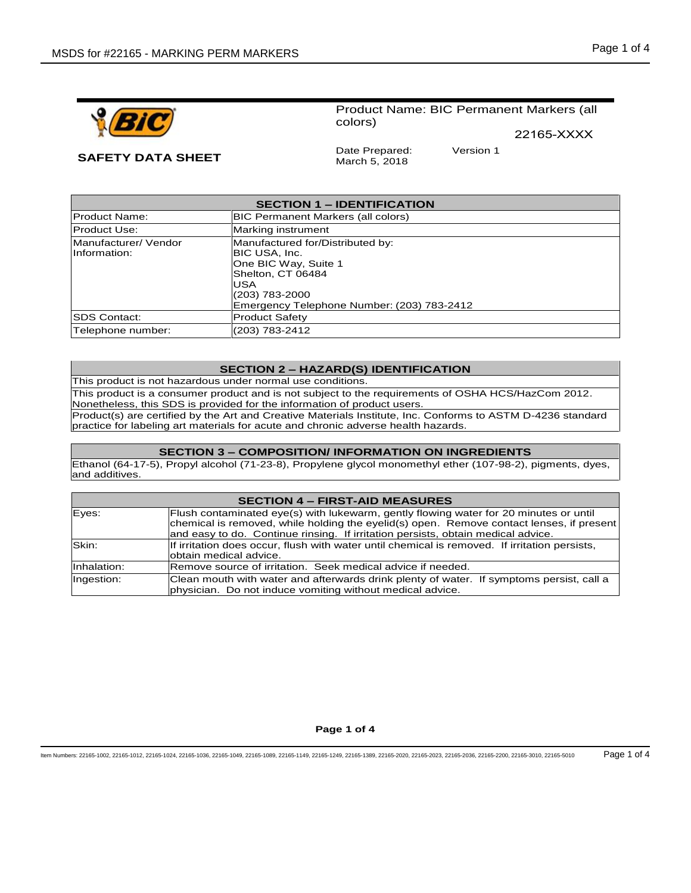**SAFETY DATA SHEET**

Product Name: BIC Permanent Markers (all colors)

22165-XXXX

Date Prepared: March 5, 2018

Version 1

| SECTION 1 – IDENTIFICATION | |
|---|---|
| Product Name: | BIC Permanent Markers (all colors) |
| Product Use: | Marking instrument |
| Manufacturer/ Vendor Information: | Manufactured for/Distributed by:<br>BIC USA, Inc.<br>One BIC Way, Suite 1<br>Shelton, CT 06484<br>USA<br>(203) 783-2000<br>Emergency Telephone Number: (203) 783-2412 |
| SDS Contact: | Product Safety |
| Telephone number: | (203) 783-2412 |

## SECTION 2 – HAZARD(S) IDENTIFICATION

This product is not hazardous under normal use conditions.

This product is a consumer product and is not subject to the requirements of OSHA HCS/HazCom 2012. Nonetheless, this SDS is provided for the information of product users.

Product(s) are certified by the Art and Creative Materials Institute, Inc. Conforms to ASTM D-4236 standard practice for labeling art materials for acute and chronic adverse health hazards.

## SECTION 3 – COMPOSITION/ INFORMATION ON INGREDIENTS

Ethanol (64-17-5), Propyl alcohol (71-23-8), Propylene glycol monomethyl ether (107-98-2), pigments, dyes, and additives.

| SECTION 4 – FIRST-AID MEASURES | |
|---|---|
| Eyes: | Flush contaminated eye(s) with lukewarm, gently flowing water for 20 minutes or until chemical is removed, while holding the eyelid(s) open. Remove contact lenses, if present and easy to do. Continue rinsing. If irritation persists, obtain medical advice. |
| Skin: | If irritation does occur, flush with water until chemical is removed. If irritation persists, obtain medical advice. |
| Inhalation: | Remove source of irritation. Seek medical advice if needed. |
| Ingestion: | Clean mouth with water and afterwards drink plenty of water. If symptoms persist, call a physician. Do not induce vomiting without medical advice. |

Item Numbers: 22165-1002, 22165-1012, 22165-1024, 22165-1036, 22165-1049, 22165-1089, 22165-1149, 22165-1249, 22165-1389, 22165-2020, 22165-2023, 22165-2036, 22165-2200, 22165-3010, 22165-5010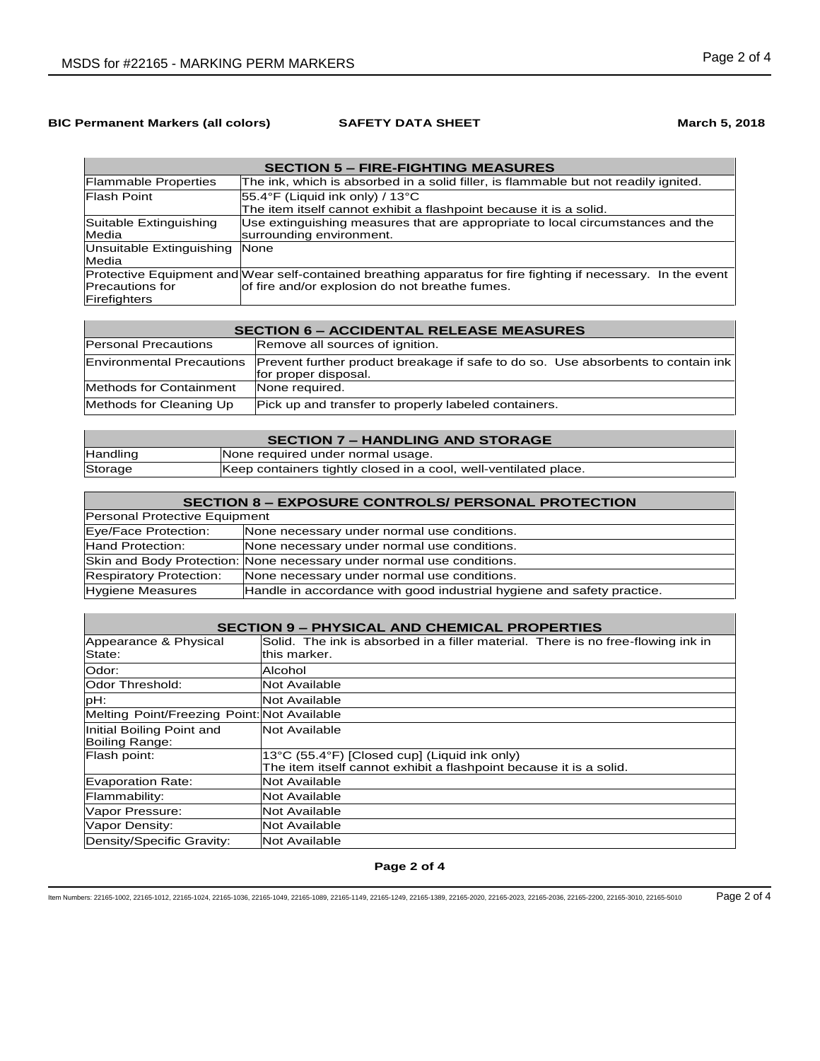**BIC Permanent Markers (all colors)** **SAFETY DATA SHEET** **March 5, 2018**

| SECTION 5 – FIRE-FIGHTING MEASURES | |
|---|---|
| Flammable Properties | The ink, which is absorbed in a solid filler, is flammable but not readily ignited. |
| Flash Point | 55.4°F (Liquid ink only) / 13°C<br>The item itself cannot exhibit a flashpoint because it is a solid. |
| Suitable Extinguishing Media | Use extinguishing measures that are appropriate to local circumstances and the surrounding environment. |
| Unsuitable Extinguishing Media | None |
| Protective Equipment and Precautions for Firefighters | Wear self-contained breathing apparatus for fire fighting if necessary. In the event of fire and/or explosion do not breathe fumes. |

| SECTION 6 – ACCIDENTAL RELEASE MEASURES | |
|---|---|
| Personal Precautions | Remove all sources of ignition. |
| Environmental Precautions | Prevent further product breakage if safe to do so. Use absorbents to contain ink for proper disposal. |
| Methods for Containment | None required. |
| Methods for Cleaning Up | Pick up and transfer to properly labeled containers. |

| SECTION 7 – HANDLING AND STORAGE | |
|---|---|
| Handling | None required under normal usage. |
| Storage | Keep containers tightly closed in a cool, well-ventilated place. |

| SECTION 8 – EXPOSURE CONTROLS/ PERSONAL PROTECTION | |
|---|---|
| Personal Protective Equipment | |
| Eye/Face Protection: | None necessary under normal use conditions. |
| Hand Protection: | None necessary under normal use conditions. |
| Skin and Body Protection: | None necessary under normal use conditions. |
| Respiratory Protection: | None necessary under normal use conditions. |
| Hygiene Measures | Handle in accordance with good industrial hygiene and safety practice. |

| SECTION 9 – PHYSICAL AND CHEMICAL PROPERTIES | |
|---|---|
| Appearance & Physical State: | Solid. The ink is absorbed in a filler material. There is no free-flowing ink in this marker. |
| Odor: | Alcohol |
| Odor Threshold: | Not Available |
| pH: | Not Available |
| Melting Point/Freezing Point: | Not Available |
| Initial Boiling Point and Boiling Range: | Not Available |
| Flash point: | 13°C (55.4°F) [Closed cup] (Liquid ink only)<br>The item itself cannot exhibit a flashpoint because it is a solid. |
| Evaporation Rate: | Not Available |
| Flammability: | Not Available |
| Vapor Pressure: | Not Available |
| Vapor Density: | Not Available |
| Density/Specific Gravity: | Not Available |

Item Numbers: 22165-1002, 22165-1012, 22165-1024, 22165-1036, 22165-1049, 22165-1089, 22165-1149, 22165-1249, 22165-1389, 22165-2020, 22165-2023, 22165-2036, 22165-2200, 22165-3010, 22165-5010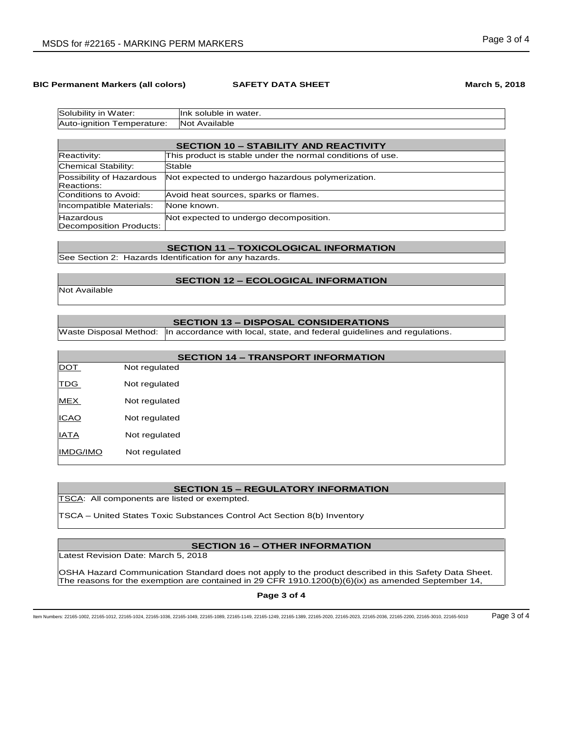| Solubility in Water: | Ink soluble in water. |
|---|---|
| Auto-ignition Temperature: | Not Available |

## SECTION 10 – STABILITY AND REACTIVITY

| | |
|---|---|
| Reactivity: | This product is stable under the normal conditions of use. |
| Chemical Stability: | Stable |
| Possibility of Hazardous Reactions: | Not expected to undergo hazardous polymerization. |
| Conditions to Avoid: | Avoid heat sources, sparks or flames. |
| Incompatible Materials: | None known. |
| Hazardous Decomposition Products: | Not expected to undergo decomposition. |

## SECTION 11 – TOXICOLOGICAL INFORMATION

See Section 2: Hazards Identification for any hazards.

## SECTION 12 – ECOLOGICAL INFORMATION

Not Available

## SECTION 13 – DISPOSAL CONSIDERATIONS

| | |
|---|---|
| Waste Disposal Method: | In accordance with local, state, and federal guidelines and regulations. |

## SECTION 14 – TRANSPORT INFORMATION

| | |
|---|---|
| DOT | Not regulated |
| TDG | Not regulated |
| MEX | Not regulated |
| ICAO | Not regulated |
| IATA | Not regulated |
| IMDG/IMO | Not regulated |

## SECTION 15 – REGULATORY INFORMATION

TSCA: All components are listed or exempted.

TSCA – United States Toxic Substances Control Act Section 8(b) Inventory

## SECTION 16 – OTHER INFORMATION

Latest Revision Date: March 5, 2018

OSHA Hazard Communication Standard does not apply to the product described in this Safety Data Sheet. The reasons for the exemption are contained in 29 CFR 1910.1200(b)(6)(ix) as amended September 14,

Item Numbers: 22165-1002, 22165-1012, 22165-1024, 22165-1036, 22165-1049, 22165-1089, 22165-1149, 22165-1249, 22165-1389, 22165-2020, 22165-2023, 22165-2036, 22165-2200, 22165-3010, 22165-5010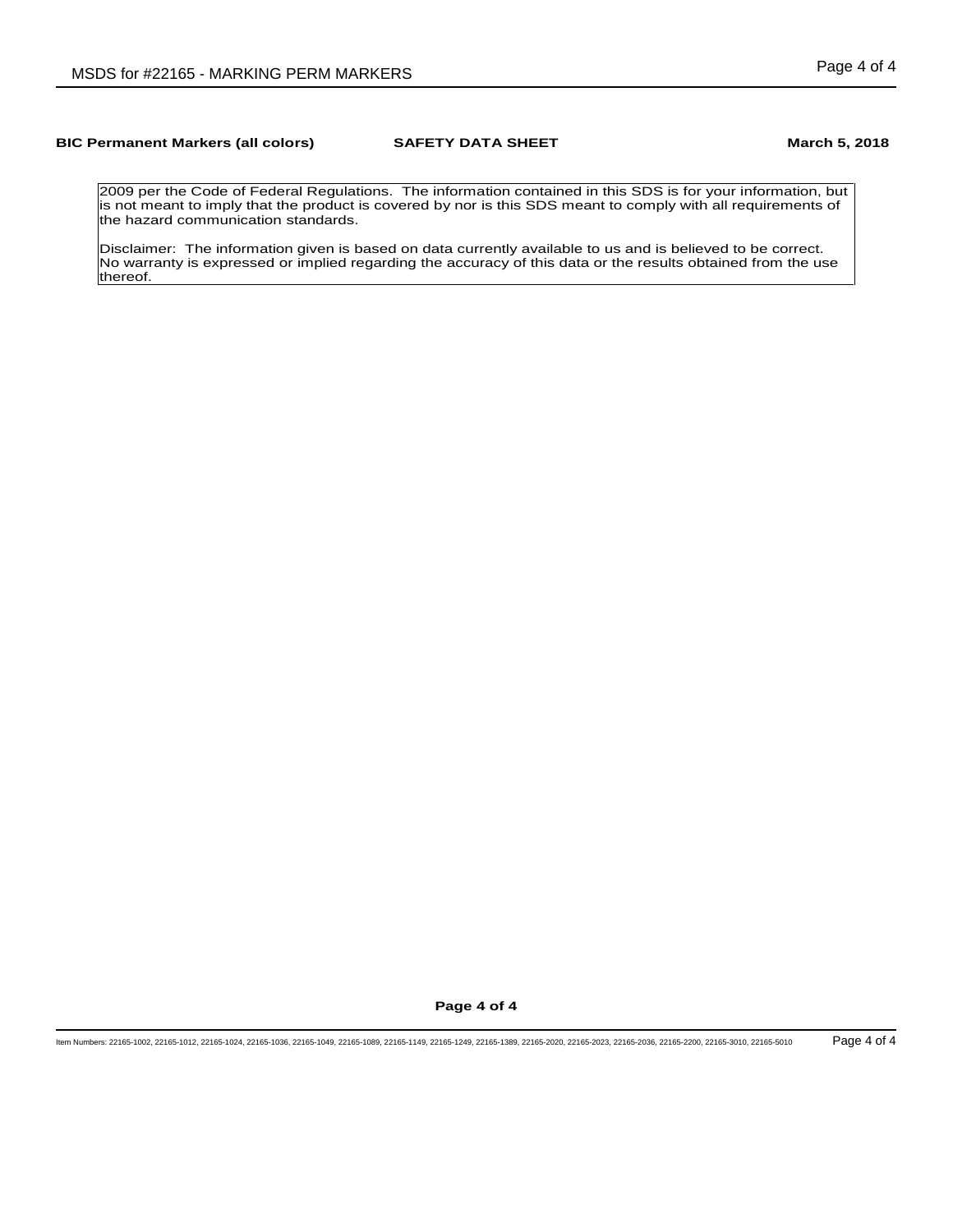2009 per the Code of Federal Regulations. The information contained in this SDS is for your information, but is not meant to imply that the product is covered by nor is this SDS meant to comply with all requirements of the hazard communication standards.

Disclaimer: The information given is based on data currently available to us and is believed to be correct. No warranty is expressed or implied regarding the accuracy of this data or the results obtained from the use thereof.